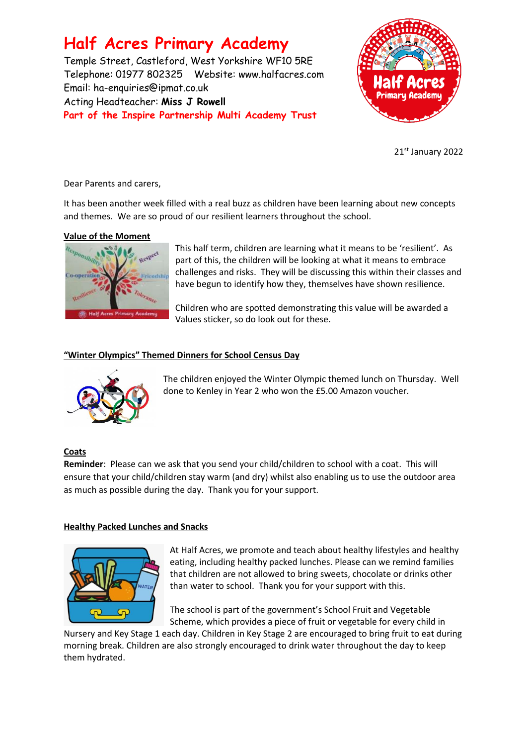# Half Acres Primary Academy

Temple Street, Castleford, West Yorkshire WF10 5RE
Telephone: 01977 802325   Website: www.halfacres.com
Email: ha-enquiries@ipmat.co.uk
Acting Headteacher: **Miss J Rowell**
**Part of the Inspire Partnership Multi Academy Trust**

21st January 2022

Dear Parents and carers,

It has been another week filled with a real buzz as children have been learning about new concepts and themes. We are so proud of our resilient learners throughout the school.

**Value of the Moment**

This half term, children are learning what it means to be 'resilient'. As part of this, the children will be looking at what it means to embrace challenges and risks. They will be discussing this within their classes and have begun to identify how they, themselves have shown resilience.

Children who are spotted demonstrating this value will be awarded a Values sticker, so do look out for these.

**"Winter Olympics" Themed Dinners for School Census Day**

The children enjoyed the Winter Olympic themed lunch on Thursday. Well done to Kenley in Year 2 who won the £5.00 Amazon voucher.

**Coats**

**Reminder**: Please can we ask that you send your child/children to school with a coat. This will ensure that your child/children stay warm (and dry) whilst also enabling us to use the outdoor area as much as possible during the day. Thank you for your support.

**Healthy Packed Lunches and Snacks**

At Half Acres, we promote and teach about healthy lifestyles and healthy eating, including healthy packed lunches. Please can we remind families that children are not allowed to bring sweets, chocolate or drinks other than water to school. Thank you for your support with this.

The school is part of the government's School Fruit and Vegetable Scheme, which provides a piece of fruit or vegetable for every child in Nursery and Key Stage 1 each day. Children in Key Stage 2 are encouraged to bring fruit to eat during morning break. Children are also strongly encouraged to drink water throughout the day to keep them hydrated.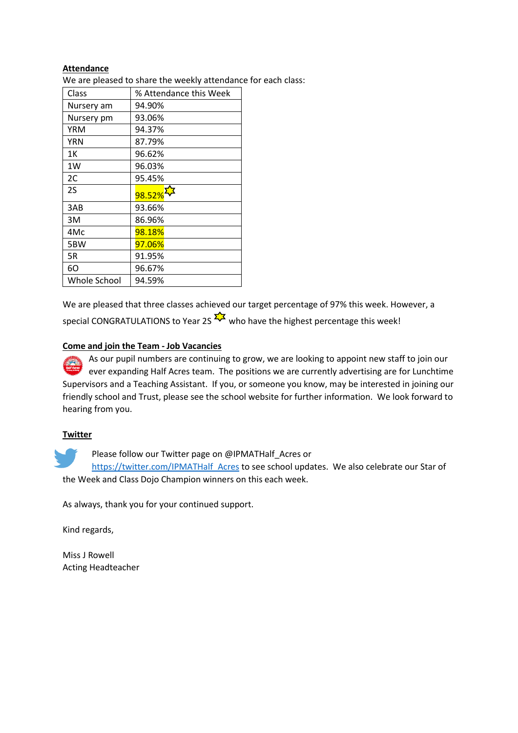**Attendance**

We are pleased to share the weekly attendance for each class:

| Class | % Attendance this Week |
|---|---|
| Nursery am | 94.90% |
| Nursery pm | 93.06% |
| YRM | 94.37% |
| YRN | 87.79% |
| 1K | 96.62% |
| 1W | 96.03% |
| 2C | 95.45% |
| 2S | 98.52% |
| 3AB | 93.66% |
| 3M | 86.96% |
| 4Mc | 98.18% |
| 5BW | 97.06% |
| 5R | 91.95% |
| 6O | 96.67% |
| Whole School | 94.59% |

We are pleased that three classes achieved our target percentage of 97% this week. However, a special CONGRATULATIONS to Year 2S who have the highest percentage this week!

**Come and join the Team - Job Vacancies**

As our pupil numbers are continuing to grow, we are looking to appoint new staff to join our ever expanding Half Acres team. The positions we are currently advertising are for Lunchtime Supervisors and a Teaching Assistant. If you, or someone you know, may be interested in joining our friendly school and Trust, please see the school website for further information. We look forward to hearing from you.

**Twitter**

Please follow our Twitter page on @IPMATHalf_Acres or https://twitter.com/IPMATHalf_Acres to see school updates. We also celebrate our Star of the Week and Class Dojo Champion winners on this each week.

As always, thank you for your continued support.

Kind regards,

Miss J Rowell
Acting Headteacher